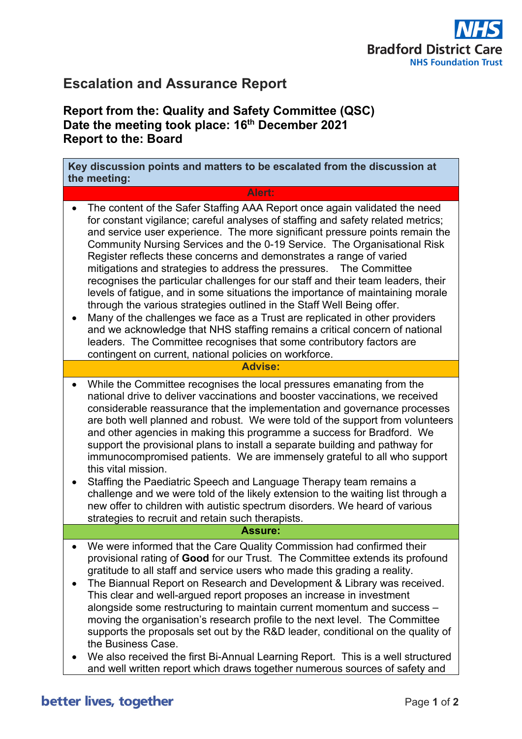Bradford District Care NHS Foundation Trust

# Escalation and Assurance Report

**Report from the: Quality and Safety Committee (QSC)**
**Date the meeting took place: 16th December 2021**
**Report to the: Board**

**Key discussion points and matters to be escalated from the discussion at the meeting:**

**Alert:**

- The content of the Safer Staffing AAA Report once again validated the need for constant vigilance; careful analyses of staffing and safety related metrics; and service user experience. The more significant pressure points remain the Community Nursing Services and the 0-19 Service. The Organisational Risk Register reflects these concerns and demonstrates a range of varied mitigations and strategies to address the pressures. The Committee recognises the particular challenges for our staff and their team leaders, their levels of fatigue, and in some situations the importance of maintaining morale through the various strategies outlined in the Staff Well Being offer.
- Many of the challenges we face as a Trust are replicated in other providers and we acknowledge that NHS staffing remains a critical concern of national leaders. The Committee recognises that some contributory factors are contingent on current, national policies on workforce.

**Advise:**

- While the Committee recognises the local pressures emanating from the national drive to deliver vaccinations and booster vaccinations, we received considerable reassurance that the implementation and governance processes are both well planned and robust. We were told of the support from volunteers and other agencies in making this programme a success for Bradford. We support the provisional plans to install a separate building and pathway for immunocompromised patients. We are immensely grateful to all who support this vital mission.
- Staffing the Paediatric Speech and Language Therapy team remains a challenge and we were told of the likely extension to the waiting list through a new offer to children with autistic spectrum disorders. We heard of various strategies to recruit and retain such therapists.

**Assure:**

- We were informed that the Care Quality Commission had confirmed their provisional rating of **Good** for our Trust. The Committee extends its profound gratitude to all staff and service users who made this grading a reality.
- The Biannual Report on Research and Development & Library was received. This clear and well-argued report proposes an increase in investment alongside some restructuring to maintain current momentum and success – moving the organisation's research profile to the next level. The Committee supports the proposals set out by the R&D leader, conditional on the quality of the Business Case.
- We also received the first Bi-Annual Learning Report. This is a well structured and well written report which draws together numerous sources of safety and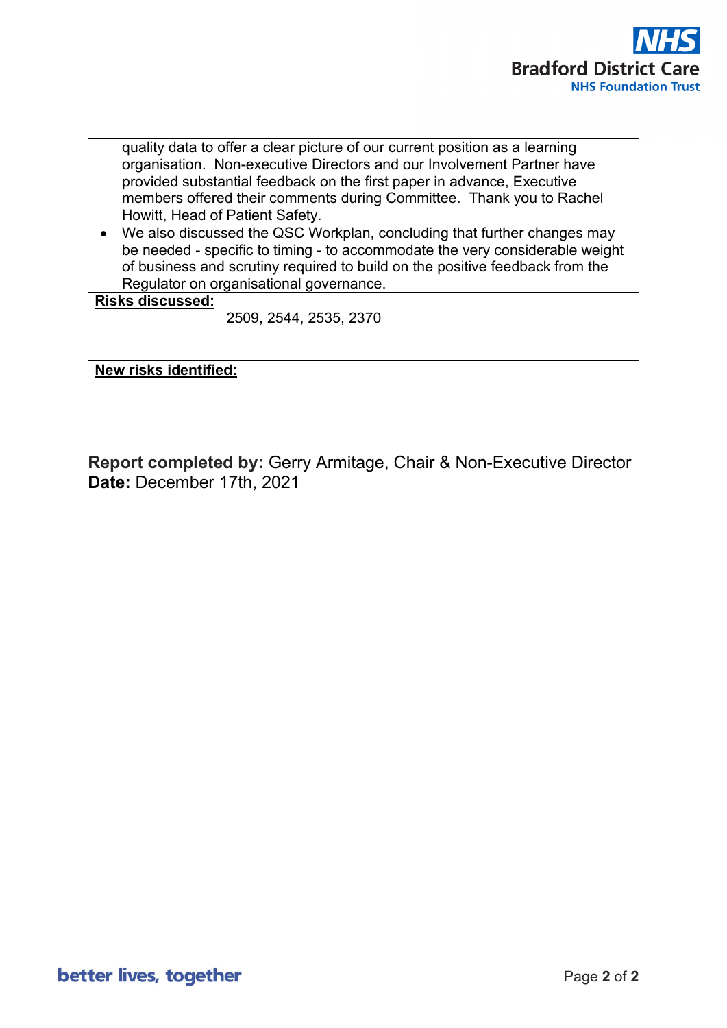quality data to offer a clear picture of our current position as a learning organisation. Non-executive Directors and our Involvement Partner have provided substantial feedback on the first paper in advance, Executive members offered their comments during Committee. Thank you to Rachel Howitt, Head of Patient Safety.

- We also discussed the QSC Workplan, concluding that further changes may be needed - specific to timing - to accommodate the very considerable weight of business and scrutiny required to build on the positive feedback from the Regulator on organisational governance.

**Risks discussed:**

2509, 2544, 2535, 2370

**New risks identified:**

**Report completed by:** Gerry Armitage, Chair & Non-Executive Director
**Date:** December 17th, 2021